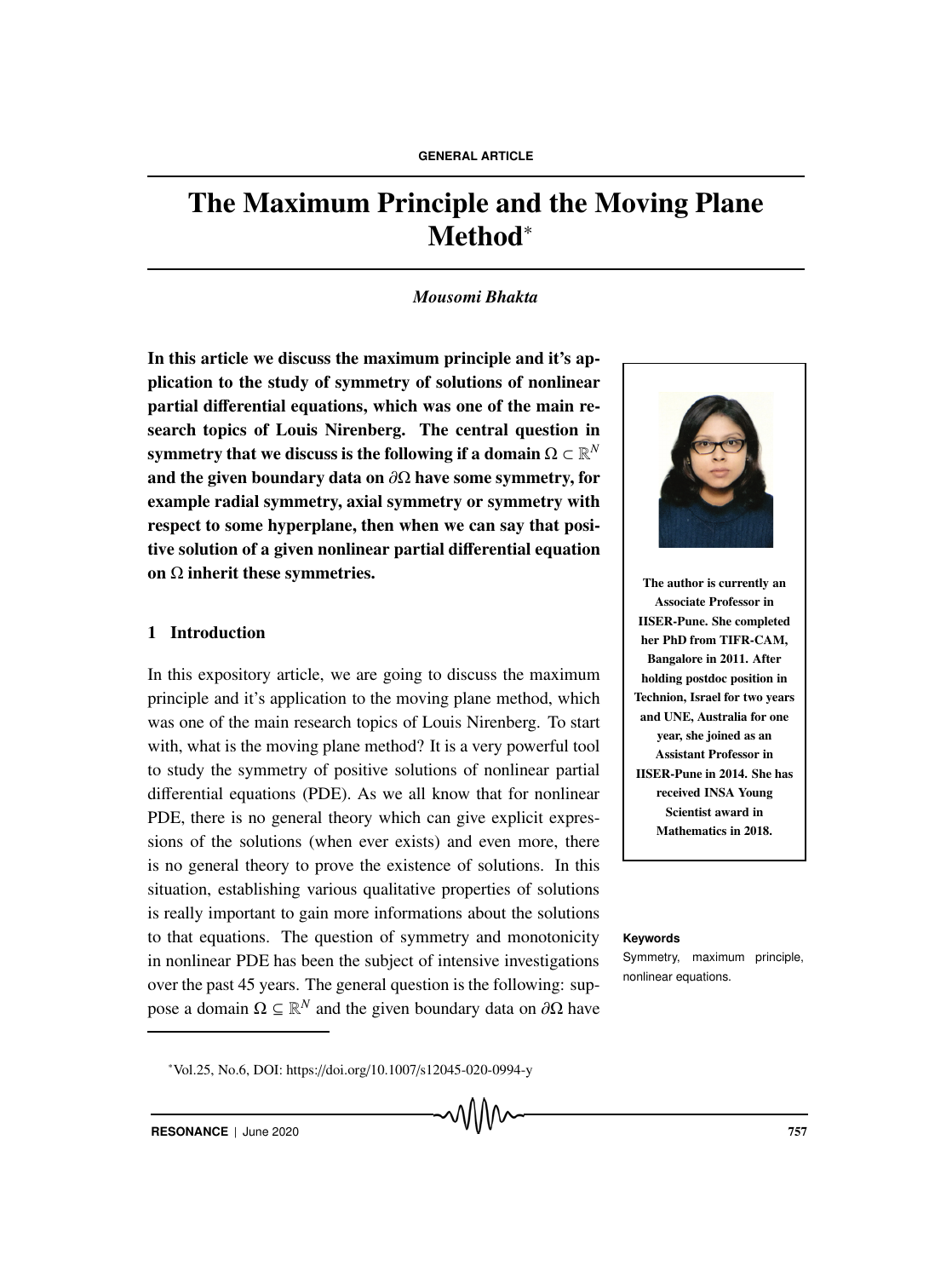GENERAL ARTICLE

# The Maximum Principle and the Moving Plane Method*

*Mousomi Bhakta*

**In this article we discuss the maximum principle and it's application to the study of symmetry of solutions of nonlinear partial differential equations, which was one of the main research topics of Louis Nirenberg. The central question in symmetry that we discuss is the following if a domain $\Omega \subset \mathbb{R}^N$ and the given boundary data on $\partial\Omega$ have some symmetry, for example radial symmetry, axial symmetry or symmetry with respect to some hyperplane, then when we can say that positive solution of a given nonlinear partial differential equation on $\Omega$ inherit these symmetries.**

**The author is currently an Associate Professor in IISER-Pune. She completed her PhD from TIFR-CAM, Bangalore in 2011. After holding postdoc position in Technion, Israel for two years and UNE, Australia for one year, she joined as an Assistant Professor in IISER-Pune in 2014. She has received INSA Young Scientist award in Mathematics in 2018.**

## 1 Introduction

In this expository article, we are going to discuss the maximum principle and it's application to the moving plane method, which was one of the main research topics of Louis Nirenberg. To start with, what is the moving plane method? It is a very powerful tool to study the symmetry of positive solutions of nonlinear partial differential equations (PDE). As we all know that for nonlinear PDE, there is no general theory which can give explicit expressions of the solutions (when ever exists) and even more, there is no general theory to prove the existence of solutions. In this situation, establishing various qualitative properties of solutions is really important to gain more informations about the solutions to that equations. The question of symmetry and monotonicity in nonlinear PDE has been the subject of intensive investigations over the past 45 years. The general question is the following: suppose a domain $\Omega \subseteq \mathbb{R}^N$ and the given boundary data on $\partial\Omega$ have

**Keywords**
Symmetry, maximum principle, nonlinear equations.

*Vol.25, No.6, DOI: https://doi.org/10.1007/s12045-020-0994-y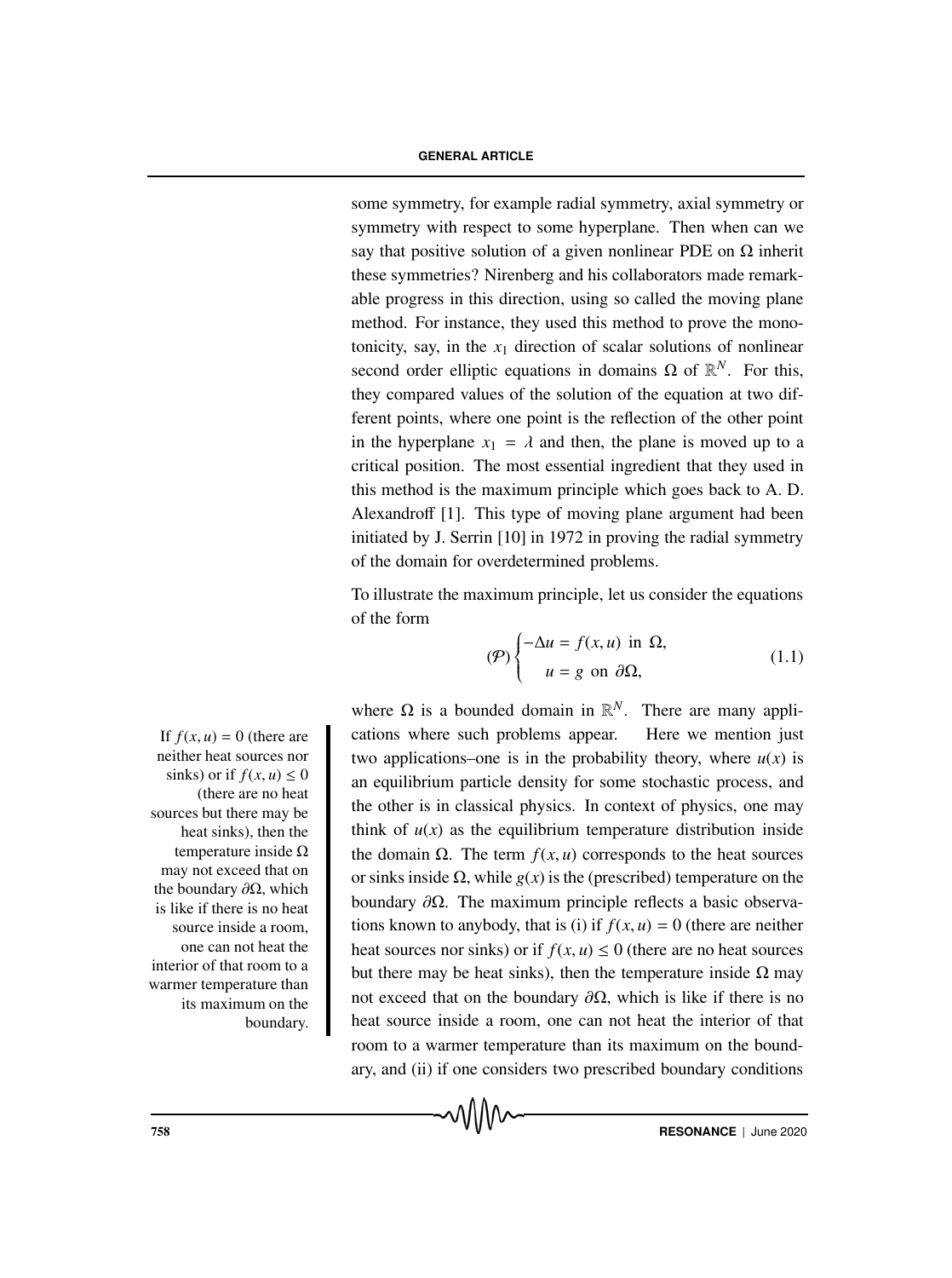some symmetry, for example radial symmetry, axial symmetry or symmetry with respect to some hyperplane. Then when can we say that positive solution of a given nonlinear PDE on $\Omega$ inherit these symmetries? Nirenberg and his collaborators made remarkable progress in this direction, using so called the moving plane method. For instance, they used this method to prove the monotonicity, say, in the $x_1$ direction of scalar solutions of nonlinear second order elliptic equations in domains $\Omega$ of $\mathbb{R}^N$. For this, they compared values of the solution of the equation at two different points, where one point is the reflection of the other point in the hyperplane $x_1 = \lambda$ and then, the plane is moved up to a critical position. The most essential ingredient that they used in this method is the maximum principle which goes back to A. D. Alexandroff [1]. This type of moving plane argument had been initiated by J. Serrin [10] in 1972 in proving the radial symmetry of the domain for overdetermined problems.

To illustrate the maximum principle, let us consider the equations of the form

$$(\mathcal{P}) \begin{cases} -\Delta u = f(x,u) \text{ in } \Omega, \\ \quad u = g \text{ on } \partial\Omega, \end{cases} \tag{1.1}$$

where $\Omega$ is a bounded domain in $\mathbb{R}^N$. There are many applications where such problems appear. Here we mention just two applications–one is in the probability theory, where $u(x)$ is an equilibrium particle density for some stochastic process, and the other is in classical physics. In context of physics, one may think of $u(x)$ as the equilibrium temperature distribution inside the domain $\Omega$. The term $f(x,u)$ corresponds to the heat sources or sinks inside $\Omega$, while $g(x)$ is the (prescribed) temperature on the boundary $\partial\Omega$. The maximum principle reflects a basic observations known to anybody, that is (i) if $f(x,u) = 0$ (there are neither heat sources nor sinks) or if $f(x,u) \leq 0$ (there are no heat sources but there may be heat sinks), then the temperature inside $\Omega$ may not exceed that on the boundary $\partial\Omega$, which is like if there is no heat source inside a room, one can not heat the interior of that room to a warmer temperature than its maximum on the boundary, and (ii) if one considers two prescribed boundary conditions

> If $f(x,u) = 0$ (there are neither heat sources nor sinks) or if $f(x,u) \leq 0$ (there are no heat sources but there may be heat sinks), then the temperature inside $\Omega$ may not exceed that on the boundary $\partial\Omega$, which is like if there is no heat source inside a room, one can not heat the interior of that room to a warmer temperature than its maximum on the boundary.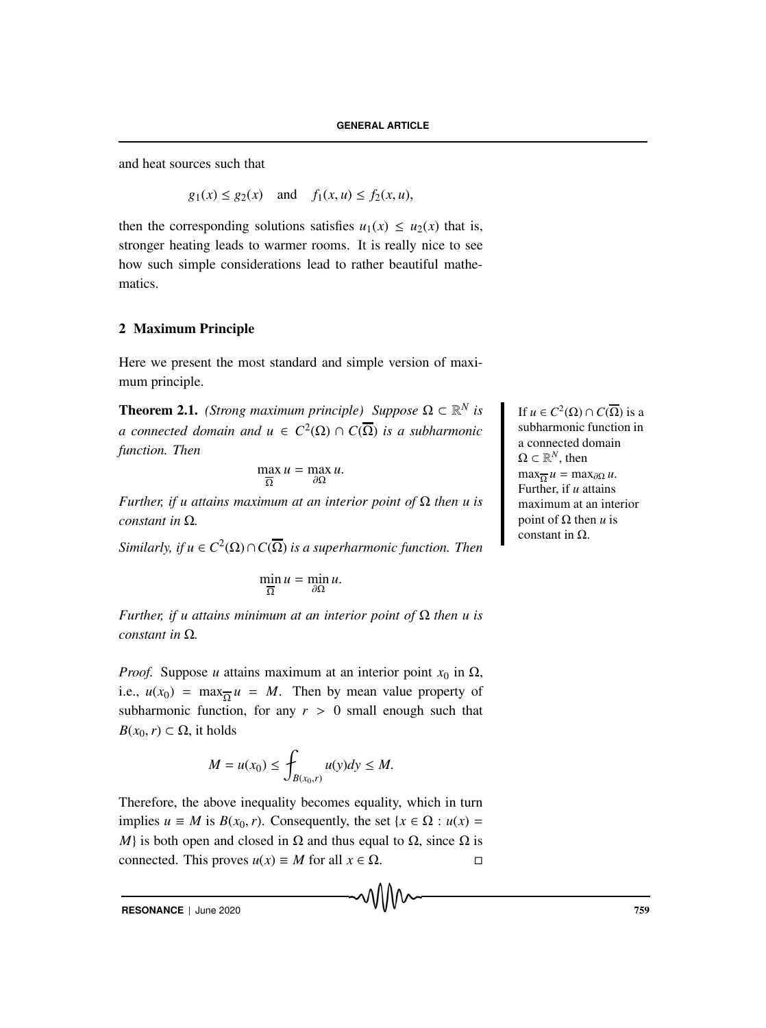and heat sources such that

$$g_1(x) \leq g_2(x) \quad \text{and} \quad f_1(x, u) \leq f_2(x, u),$$

then the corresponding solutions satisfies $u_1(x) \leq u_2(x)$ that is, stronger heating leads to warmer rooms. It is really nice to see how such simple considerations lead to rather beautiful mathematics.

## 2 Maximum Principle

Here we present the most standard and simple version of maximum principle.

If $u \in C^2(\Omega) \cap C(\overline{\Omega})$ is a subharmonic function in a connected domain $\Omega \subset \mathbb{R}^N$, then $\max_{\overline{\Omega}} u = \max_{\partial\Omega} u$. Further, if $u$ attains maximum at an interior point of $\Omega$ then $u$ is constant in $\Omega$.

**Theorem 2.1.** *(Strong maximum principle) Suppose $\Omega \subset \mathbb{R}^N$ is a connected domain and $u \in C^2(\Omega) \cap C(\overline{\Omega})$ is a subharmonic function. Then*

$$\max_{\overline{\Omega}} u = \max_{\partial\Omega} u.$$

*Further, if $u$ attains maximum at an interior point of $\Omega$ then $u$ is constant in $\Omega$.*

*Similarly, if $u \in C^2(\Omega) \cap C(\overline{\Omega})$ is a superharmonic function. Then*

$$\min_{\overline{\Omega}} u = \min_{\partial\Omega} u.$$

*Further, if $u$ attains minimum at an interior point of $\Omega$ then $u$ is constant in $\Omega$.*

*Proof.* Suppose $u$ attains maximum at an interior point $x_0$ in $\Omega$, i.e., $u(x_0) = \max_{\overline{\Omega}} u = M$. Then by mean value property of subharmonic function, for any $r > 0$ small enough such that $B(x_0, r) \subset \Omega$, it holds

$$M = u(x_0) \leq \fint_{B(x_0,r)} u(y)dy \leq M.$$

Therefore, the above inequality becomes equality, which in turn implies $u \equiv M$ is $B(x_0, r)$. Consequently, the set $\{x \in \Omega : u(x) = M\}$ is both open and closed in $\Omega$ and thus equal to $\Omega$, since $\Omega$ is connected. This proves $u(x) \equiv M$ for all $x \in \Omega$. □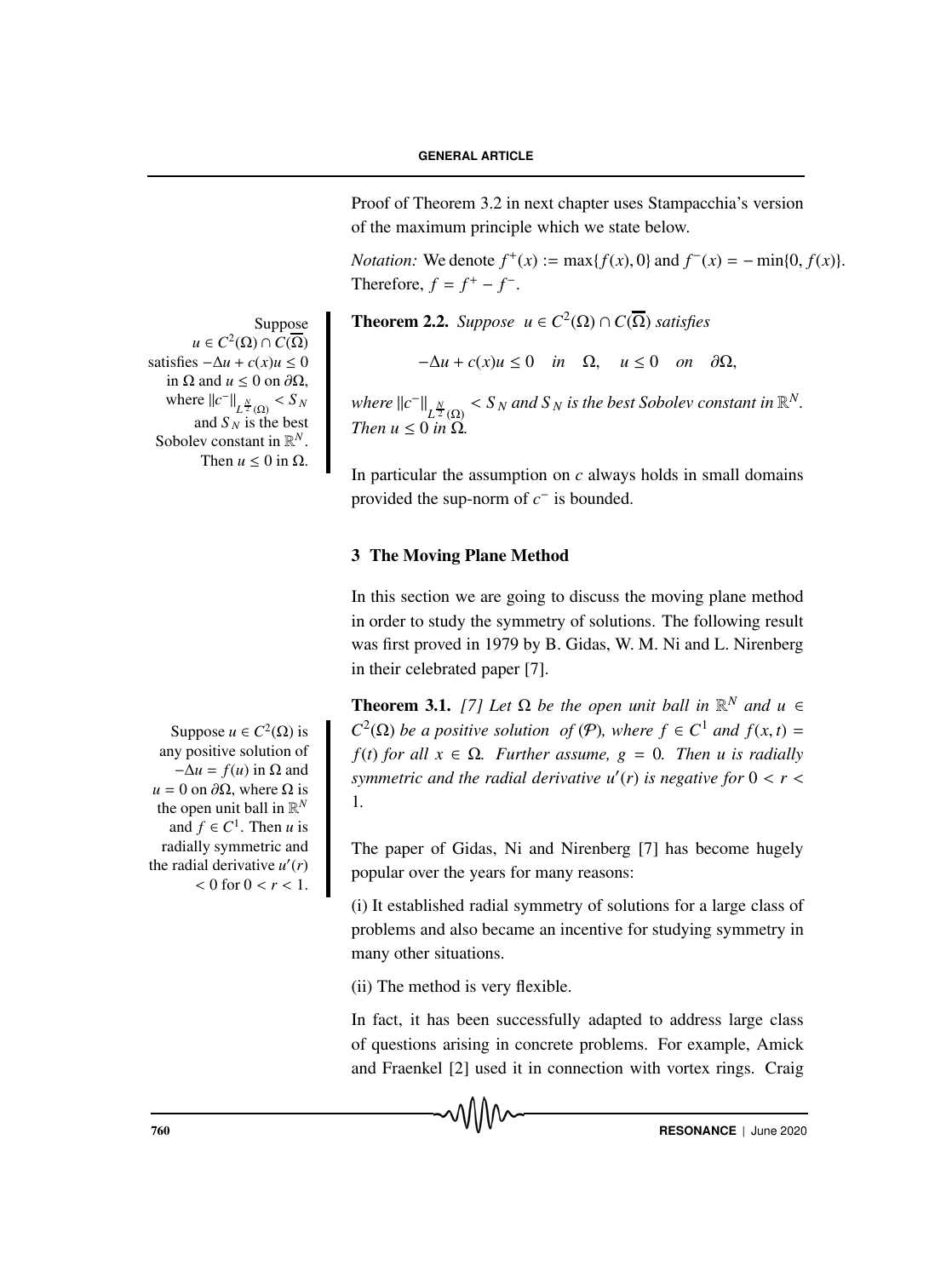Proof of Theorem 3.2 in next chapter uses Stampacchia's version of the maximum principle which we state below.

*Notation:* We denote $f^+(x) := \max\{f(x), 0\}$ and $f^-(x) = -\min\{0, f(x)\}$. Therefore, $f = f^+ - f^-$.

Suppose $u \in C^2(\Omega) \cap C(\overline{\Omega})$ satisfies $-\Delta u + c(x)u \leq 0$ in $\Omega$ and $u \leq 0$ on $\partial\Omega$, where $\|c^-\|_{L^{\frac{N}{2}}(\Omega)} < S_N$ and $S_N$ is the best Sobolev constant in $\mathbb{R}^N$. Then $u \leq 0$ in $\Omega$.

**Theorem 2.2.** *Suppose $u \in C^2(\Omega) \cap C(\overline{\Omega})$ satisfies*

$$-\Delta u + c(x)u \leq 0 \quad in \quad \Omega, \quad u \leq 0 \quad on \quad \partial\Omega,$$

*where $\|c^-\|_{L^{\frac{N}{2}}(\Omega)} < S_N$ and $S_N$ is the best Sobolev constant in $\mathbb{R}^N$. Then $u \leq 0$ in $\Omega$.*

In particular the assumption on $c$ always holds in small domains provided the sup-norm of $c^-$ is bounded.

## 3 The Moving Plane Method

In this section we are going to discuss the moving plane method in order to study the symmetry of solutions. The following result was first proved in 1979 by B. Gidas, W. M. Ni and L. Nirenberg in their celebrated paper [7].

Suppose $u \in C^2(\Omega)$ is any positive solution of $-\Delta u = f(u)$ in $\Omega$ and $u = 0$ on $\partial\Omega$, where $\Omega$ is the open unit ball in $\mathbb{R}^N$ and $f \in C^1$. Then $u$ is radially symmetric and the radial derivative $u'(r) < 0$ for $0 < r < 1$.

**Theorem 3.1.** *[7] Let $\Omega$ be the open unit ball in $\mathbb{R}^N$ and $u \in C^2(\Omega)$ be a positive solution of ($\mathcal{P}$), where $f \in C^1$ and $f(x,t) = f(t)$ for all $x \in \Omega$. Further assume, $g = 0$. Then $u$ is radially symmetric and the radial derivative $u'(r)$ is negative for $0 < r < 1$.*

The paper of Gidas, Ni and Nirenberg [7] has become hugely popular over the years for many reasons:

(i) It established radial symmetry of solutions for a large class of problems and also became an incentive for studying symmetry in many other situations.

(ii) The method is very flexible.

In fact, it has been successfully adapted to address large class of questions arising in concrete problems. For example, Amick and Fraenkel [2] used it in connection with vortex rings. Craig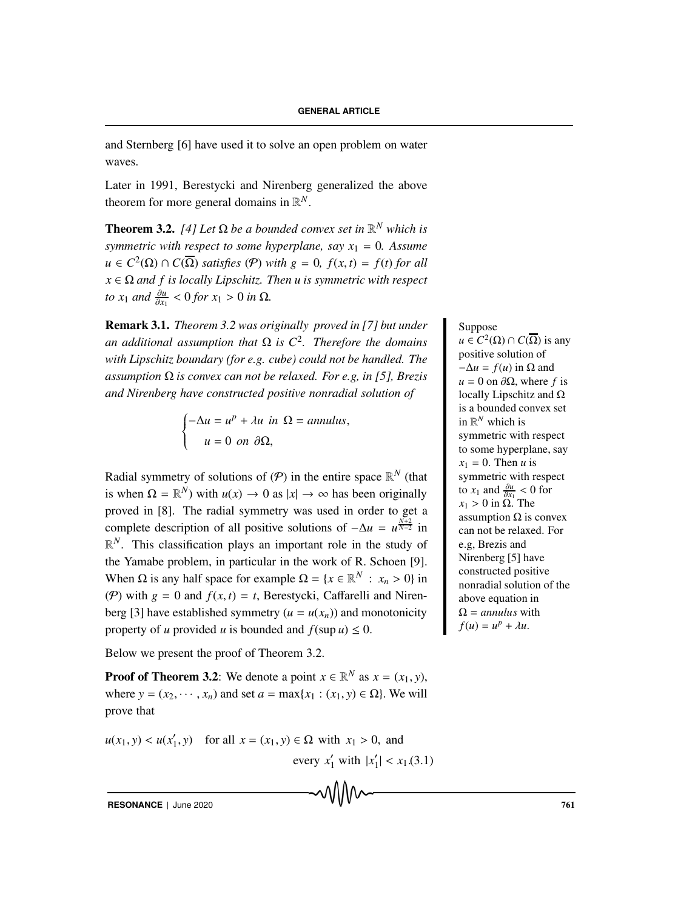and Sternberg [6] have used it to solve an open problem on water waves.

Later in 1991, Berestycki and Nirenberg generalized the above theorem for more general domains in $\mathbb{R}^N$.

**Theorem 3.2.** *[4] Let $\Omega$ be a bounded convex set in $\mathbb{R}^N$ which is symmetric with respect to some hyperplane, say $x_1 = 0$. Assume $u \in C^2(\Omega) \cap C(\overline{\Omega})$ satisfies ($\mathcal{P}$) with $g = 0$, $f(x, t) = f(t)$ for all $x \in \Omega$ and $f$ is locally Lipschitz. Then $u$ is symmetric with respect to $x_1$ and $\frac{\partial u}{\partial x_1} < 0$ for $x_1 > 0$ in $\Omega$.*

**Remark 3.1.** *Theorem 3.2 was originally proved in [7] but under an additional assumption that $\Omega$ is $C^2$. Therefore the domains with Lipschitz boundary (for e.g. cube) could not be handled. The assumption $\Omega$ is convex can not be relaxed. For e.g, in [5], Brezis and Nirenberg have constructed positive nonradial solution of*

$$\begin{cases} -\Delta u = u^p + \lambda u \ \text{ in } \ \Omega = \textit{annulus}, \\ \quad u = 0 \ \text{ on } \ \partial\Omega, \end{cases}$$

Suppose $u \in C^2(\Omega) \cap C(\overline{\Omega})$ is any positive solution of $-\Delta u = f(u)$ in $\Omega$ and $u = 0$ on $\partial\Omega$, where $f$ is locally Lipschitz and $\Omega$ is a bounded convex set in $\mathbb{R}^N$ which is symmetric with respect to some hyperplane, say $x_1 = 0$. Then $u$ is symmetric with respect to $x_1$ and $\frac{\partial u}{\partial x_1} < 0$ for $x_1 > 0$ in $\Omega$. The assumption $\Omega$ is convex can not be relaxed. For e.g, Brezis and Nirenberg [5] have constructed positive nonradial solution of the above equation in $\Omega = \textit{annulus}$ with $f(u) = u^p + \lambda u$.

Radial symmetry of solutions of ($\mathcal{P}$) in the entire space $\mathbb{R}^N$ (that is when $\Omega = \mathbb{R}^N$) with $u(x) \to 0$ as $|x| \to \infty$ has been originally proved in [8]. The radial symmetry was used in order to get a complete description of all positive solutions of $-\Delta u = u^{\frac{N+2}{N-2}}$ in $\mathbb{R}^N$. This classification plays an important role in the study of the Yamabe problem, in particular in the work of R. Schoen [9]. When $\Omega$ is any half space for example $\Omega = \{x \in \mathbb{R}^N \ : \ x_n > 0\}$ in ($\mathcal{P}$) with $g = 0$ and $f(x, t) = t$, Berestycki, Caffarelli and Nirenberg [3] have established symmetry ($u = u(x_n)$) and monotonicity property of $u$ provided $u$ is bounded and $f(\sup u) \leq 0$.

Below we present the proof of Theorem 3.2.

**Proof of Theorem 3.2**: We denote a point $x \in \mathbb{R}^N$ as $x = (x_1, y)$, where $y = (x_2, \cdots, x_n)$ and set $a = \max\{x_1 : (x_1, y) \in \Omega\}$. We will prove that

$$u(x_1, y) < u(x_1', y) \quad \text{for all } x = (x_1, y) \in \Omega \text{ with } x_1 > 0, \text{ and every } x_1' \text{ with } |x_1'| < x_1. \tag{3.1}$$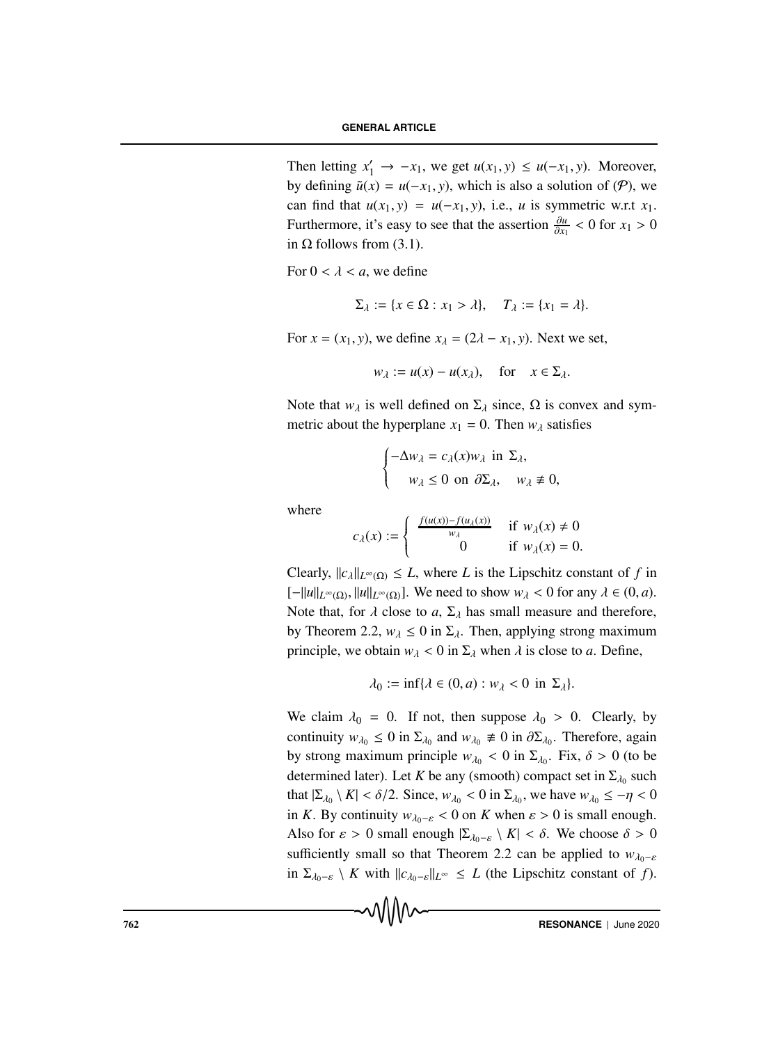Then letting $x_1' \to -x_1$, we get $u(x_1, y) \le u(-x_1, y)$. Moreover, by defining $\tilde{u}(x) = u(-x_1, y)$, which is also a solution of $(\mathcal{P})$, we can find that $u(x_1, y) = u(-x_1, y)$, i.e., $u$ is symmetric w.r.t $x_1$. Furthermore, it's easy to see that the assertion $\frac{\partial u}{\partial x_1} < 0$ for $x_1 > 0$ in $\Omega$ follows from (3.1).

For $0 < \lambda < a$, we define

$$\Sigma_\lambda := \{x \in \Omega : x_1 > \lambda\}, \quad T_\lambda := \{x_1 = \lambda\}.$$

For $x = (x_1, y)$, we define $x_\lambda = (2\lambda - x_1, y)$. Next we set,

$$w_\lambda := u(x) - u(x_\lambda), \quad \text{for} \quad x \in \Sigma_\lambda.$$

Note that $w_\lambda$ is well defined on $\Sigma_\lambda$ since, $\Omega$ is convex and symmetric about the hyperplane $x_1 = 0$. Then $w_\lambda$ satisfies

$$\begin{cases} -\Delta w_\lambda = c_\lambda(x) w_\lambda \text{ in } \Sigma_\lambda, \\ \quad w_\lambda \le 0 \text{ on } \partial\Sigma_\lambda, \quad w_\lambda \not\equiv 0, \end{cases}$$

where

$$c_\lambda(x) := \begin{cases} \frac{f(u(x)) - f(u_\lambda(x))}{w_\lambda} & \text{if } w_\lambda(x) \ne 0 \\ 0 & \text{if } w_\lambda(x) = 0. \end{cases}$$

Clearly, $\|c_\lambda\|_{L^\infty(\Omega)} \le L$, where $L$ is the Lipschitz constant of $f$ in $[-\|u\|_{L^\infty(\Omega)}, \|u\|_{L^\infty(\Omega)}]$. We need to show $w_\lambda < 0$ for any $\lambda \in (0, a)$. Note that, for $\lambda$ close to $a$, $\Sigma_\lambda$ has small measure and therefore, by Theorem 2.2, $w_\lambda \le 0$ in $\Sigma_\lambda$. Then, applying strong maximum principle, we obtain $w_\lambda < 0$ in $\Sigma_\lambda$ when $\lambda$ is close to $a$. Define,

$$\lambda_0 := \inf\{\lambda \in (0, a) : w_\lambda < 0 \text{ in } \Sigma_\lambda\}.$$

We claim $\lambda_0 = 0$. If not, then suppose $\lambda_0 > 0$. Clearly, by continuity $w_{\lambda_0} \le 0$ in $\Sigma_{\lambda_0}$ and $w_{\lambda_0} \not\equiv 0$ in $\partial\Sigma_{\lambda_0}$. Therefore, again by strong maximum principle $w_{\lambda_0} < 0$ in $\Sigma_{\lambda_0}$. Fix, $\delta > 0$ (to be determined later). Let $K$ be any (smooth) compact set in $\Sigma_{\lambda_0}$ such that $|\Sigma_{\lambda_0} \setminus K| < \delta/2$. Since, $w_{\lambda_0} < 0$ in $\Sigma_{\lambda_0}$, we have $w_{\lambda_0} \le -\eta < 0$ in $K$. By continuity $w_{\lambda_0 - \varepsilon} < 0$ on $K$ when $\varepsilon > 0$ is small enough. Also for $\varepsilon > 0$ small enough $|\Sigma_{\lambda_0 - \varepsilon} \setminus K| < \delta$. We choose $\delta > 0$ sufficiently small so that Theorem 2.2 can be applied to $w_{\lambda_0 - \varepsilon}$ in $\Sigma_{\lambda_0 - \varepsilon} \setminus K$ with $\|c_{\lambda_0 - \varepsilon}\|_{L^\infty} \le L$ (the Lipschitz constant of $f$).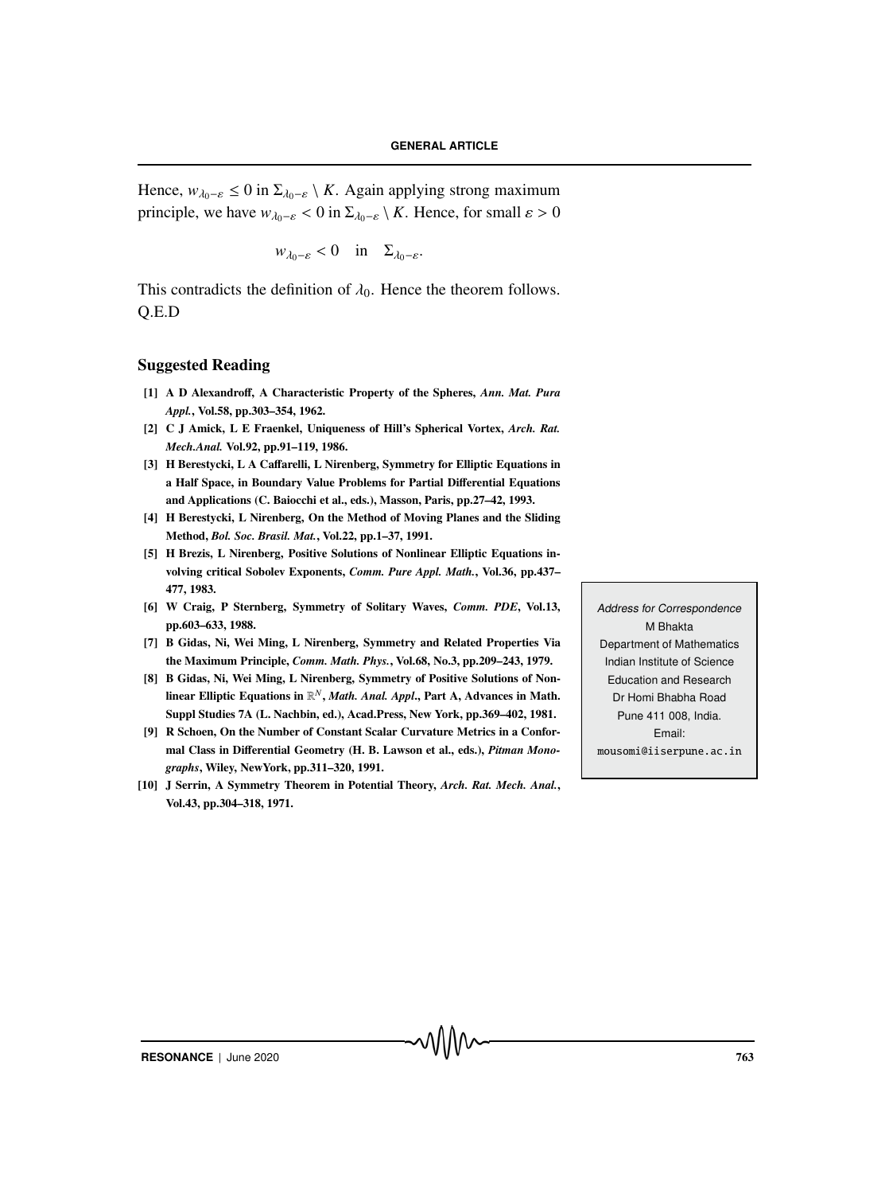Hence, $w_{\lambda_0-\varepsilon} \leq 0$ in $\Sigma_{\lambda_0-\varepsilon} \setminus K$. Again applying strong maximum principle, we have $w_{\lambda_0-\varepsilon} < 0$ in $\Sigma_{\lambda_0-\varepsilon} \setminus K$. Hence, for small $\varepsilon > 0$

$$w_{\lambda_0-\varepsilon} < 0 \quad \text{in} \quad \Sigma_{\lambda_0-\varepsilon}.$$

This contradicts the definition of $\lambda_0$. Hence the theorem follows. Q.E.D

## Suggested Reading

**[1] A D Alexandroff, A Characteristic Property of the Spheres, *Ann. Mat. Pura Appl.*, Vol.58, pp.303–354, 1962.**

**[2] C J Amick, L E Fraenkel, Uniqueness of Hill's Spherical Vortex, *Arch. Rat. Mech.Anal.* Vol.92, pp.91–119, 1986.**

**[3] H Berestycki, L A Caffarelli, L Nirenberg, Symmetry for Elliptic Equations in a Half Space, in Boundary Value Problems for Partial Differential Equations and Applications (C. Baiocchi et al., eds.), Masson, Paris, pp.27–42, 1993.**

**[4] H Berestycki, L Nirenberg, On the Method of Moving Planes and the Sliding Method, *Bol. Soc. Brasil. Mat.*, Vol.22, pp.1–37, 1991.**

**[5] H Brezis, L Nirenberg, Positive Solutions of Nonlinear Elliptic Equations involving critical Sobolev Exponents, *Comm. Pure Appl. Math.*, Vol.36, pp.437–477, 1983.**

**[6] W Craig, P Sternberg, Symmetry of Solitary Waves, *Comm. PDE*, Vol.13, pp.603–633, 1988.**

**[7] B Gidas, Ni, Wei Ming, L Nirenberg, Symmetry and Related Properties Via the Maximum Principle, *Comm. Math. Phys.*, Vol.68, No.3, pp.209–243, 1979.**

**[8] B Gidas, Ni, Wei Ming, L Nirenberg, Symmetry of Positive Solutions of Nonlinear Elliptic Equations in $\mathbb{R}^N$, *Math. Anal. Appl.*, Part A, Advances in Math. Suppl Studies 7A (L. Nachbin, ed.), Acad.Press, New York, pp.369–402, 1981.**

**[9] R Schoen, On the Number of Constant Scalar Curvature Metrics in a Conformal Class in Differential Geometry (H. B. Lawson et al., eds.), *Pitman Monographs*, Wiley, NewYork, pp.311–320, 1991.**

**[10] J Serrin, A Symmetry Theorem in Potential Theory, *Arch. Rat. Mech. Anal.*, Vol.43, pp.304–318, 1971.**

*Address for Correspondence*
M Bhakta
Department of Mathematics
Indian Institute of Science
Education and Research
Dr Homi Bhabha Road
Pune 411 008, India.
Email:
mousomi@iiserpune.ac.in